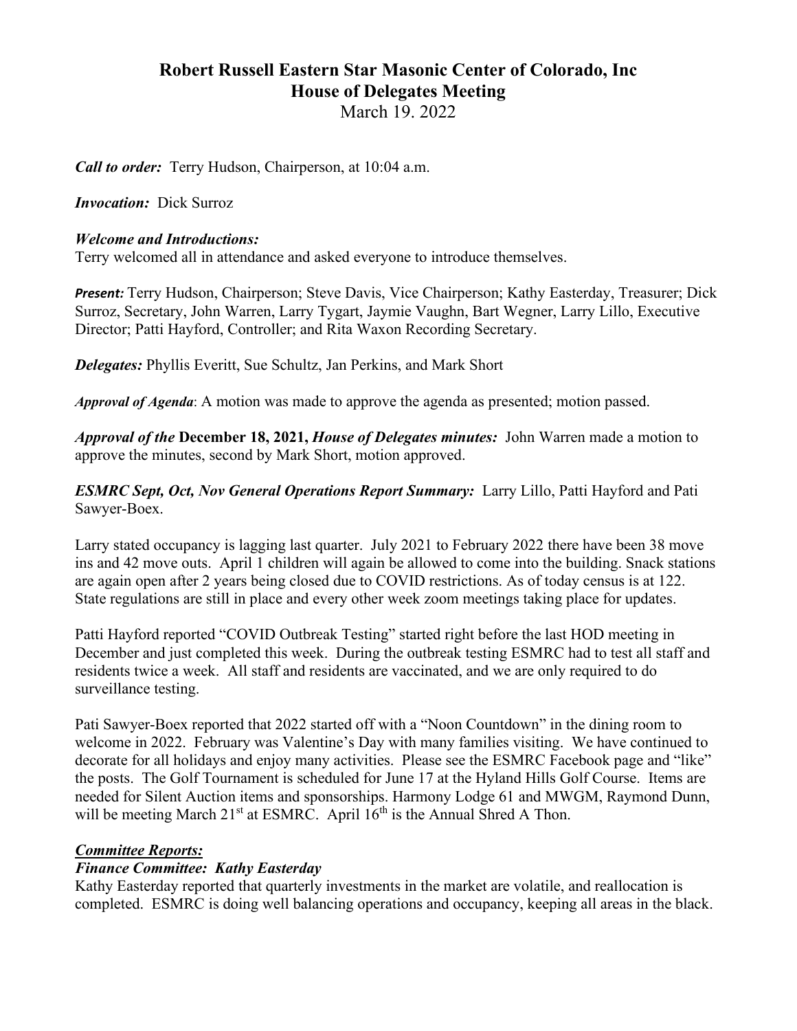# Robert Russell Eastern Star Masonic Center of Colorado, Inc
## House of Delegates Meeting
March 19. 2022

***Call to order:*** Terry Hudson, Chairperson, at 10:04 a.m.

***Invocation:*** Dick Surroz

***Welcome and Introductions:***
Terry welcomed all in attendance and asked everyone to introduce themselves.

***Present:*** Terry Hudson, Chairperson; Steve Davis, Vice Chairperson; Kathy Easterday, Treasurer; Dick Surroz, Secretary, John Warren, Larry Tygart, Jaymie Vaughn, Bart Wegner, Larry Lillo, Executive Director; Patti Hayford, Controller; and Rita Waxon Recording Secretary.

***Delegates:*** Phyllis Everitt, Sue Schultz, Jan Perkins, and Mark Short

***Approval of Agenda***: A motion was made to approve the agenda as presented; motion passed.

***Approval of the* December 18, 2021, *House of Delegates minutes:*** John Warren made a motion to approve the minutes, second by Mark Short, motion approved.

***ESMRC Sept, Oct, Nov General Operations Report Summary:*** Larry Lillo, Patti Hayford and Pati Sawyer-Boex.

Larry stated occupancy is lagging last quarter. July 2021 to February 2022 there have been 38 move ins and 42 move outs. April 1 children will again be allowed to come into the building. Snack stations are again open after 2 years being closed due to COVID restrictions. As of today census is at 122. State regulations are still in place and every other week zoom meetings taking place for updates.

Patti Hayford reported "COVID Outbreak Testing" started right before the last HOD meeting in December and just completed this week. During the outbreak testing ESMRC had to test all staff and residents twice a week. All staff and residents are vaccinated, and we are only required to do surveillance testing.

Pati Sawyer-Boex reported that 2022 started off with a "Noon Countdown" in the dining room to welcome in 2022. February was Valentine's Day with many families visiting. We have continued to decorate for all holidays and enjoy many activities. Please see the ESMRC Facebook page and "like" the posts. The Golf Tournament is scheduled for June 17 at the Hyland Hills Golf Course. Items are needed for Silent Auction items and sponsorships. Harmony Lodge 61 and MWGM, Raymond Dunn, will be meeting March 21st at ESMRC. April 16th is the Annual Shred A Thon.

***Committee Reports:***

***Finance Committee: Kathy Easterday***
Kathy Easterday reported that quarterly investments in the market are volatile, and reallocation is completed. ESMRC is doing well balancing operations and occupancy, keeping all areas in the black.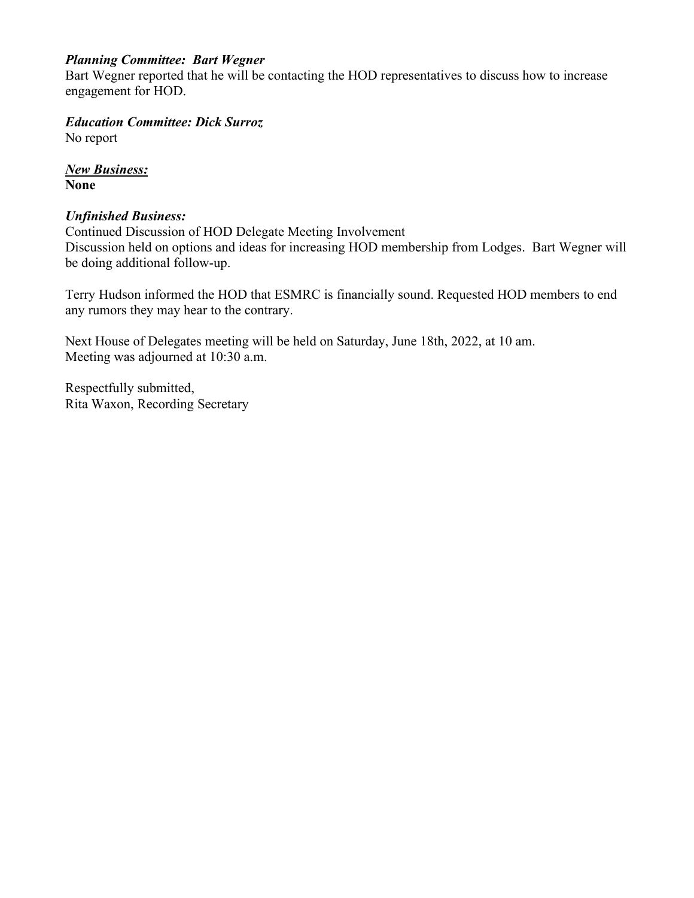***Planning Committee: Bart Wegner***
Bart Wegner reported that he will be contacting the HOD representatives to discuss how to increase engagement for HOD.

***Education Committee: Dick Surroz***
No report

***<u>New Business:</u>***
**None**

***Unfinished Business:***
Continued Discussion of HOD Delegate Meeting Involvement
Discussion held on options and ideas for increasing HOD membership from Lodges. Bart Wegner will be doing additional follow-up.

Terry Hudson informed the HOD that ESMRC is financially sound. Requested HOD members to end any rumors they may hear to the contrary.

Next House of Delegates meeting will be held on Saturday, June 18th, 2022, at 10 am.
Meeting was adjourned at 10:30 a.m.

Respectfully submitted,
Rita Waxon, Recording Secretary